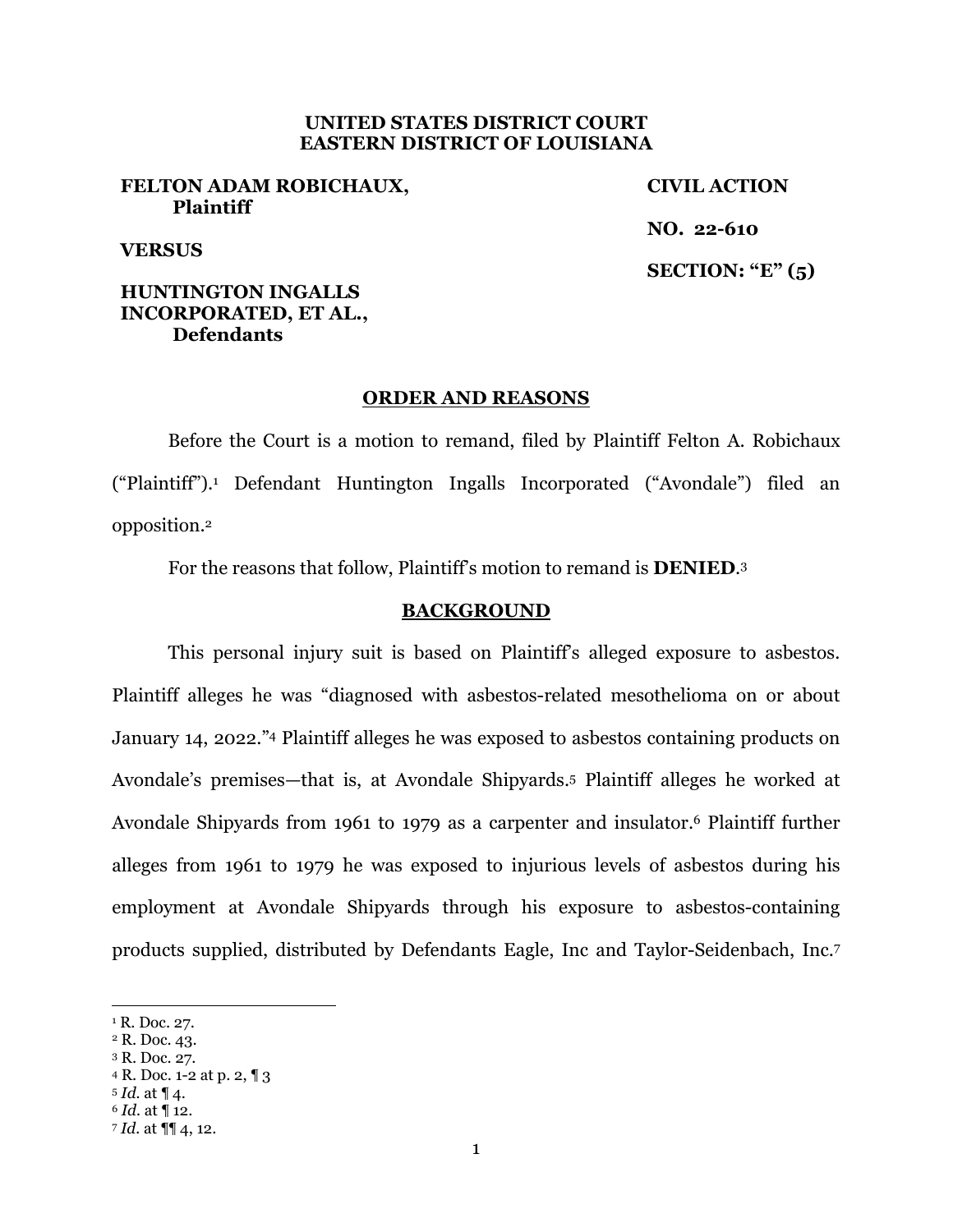**UNITED STATES DISTRICT COURT**
**EASTERN DISTRICT OF LOUISIANA**

| | |
|---|---|
| **FELTON ADAM ROBICHAUX, Plaintiff** | **CIVIL ACTION** |
| **VERSUS** | **NO. 22-610** |
| **HUNTINGTON INGALLS INCORPORATED, ET AL., Defendants** | **SECTION: "E" (5)** |

## ORDER AND REASONS

Before the Court is a motion to remand, filed by Plaintiff Felton A. Robichaux ("Plaintiff").[1] Defendant Huntington Ingalls Incorporated ("Avondale") filed an opposition.[2]

For the reasons that follow, Plaintiff's motion to remand is **DENIED**.[3]

## BACKGROUND

This personal injury suit is based on Plaintiff's alleged exposure to asbestos. Plaintiff alleges he was "diagnosed with asbestos-related mesothelioma on or about January 14, 2022."[4] Plaintiff alleges he was exposed to asbestos containing products on Avondale's premises—that is, at Avondale Shipyards.[5] Plaintiff alleges he worked at Avondale Shipyards from 1961 to 1979 as a carpenter and insulator.[6] Plaintiff further alleges from 1961 to 1979 he was exposed to injurious levels of asbestos during his employment at Avondale Shipyards through his exposure to asbestos-containing products supplied, distributed by Defendants Eagle, Inc and Taylor-Seidenbach, Inc.[7]

---

[1] R. Doc. 27.
[2] R. Doc. 43.
[3] R. Doc. 27.
[4] R. Doc. 1-2 at p. 2, ¶ 3
[5] *Id.* at ¶ 4.
[6] *Id.* at ¶ 12.
[7] *Id.* at ¶¶ 4, 12.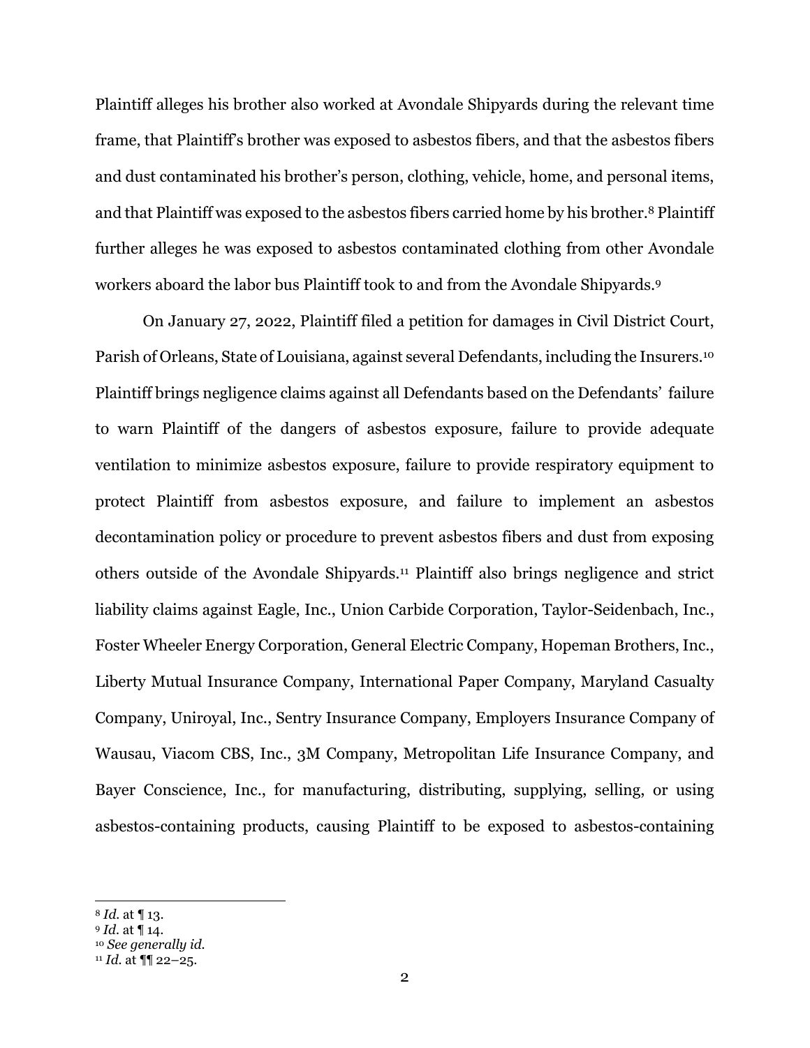Plaintiff alleges his brother also worked at Avondale Shipyards during the relevant time frame, that Plaintiff's brother was exposed to asbestos fibers, and that the asbestos fibers and dust contaminated his brother's person, clothing, vehicle, home, and personal items, and that Plaintiff was exposed to the asbestos fibers carried home by his brother.[8] Plaintiff further alleges he was exposed to asbestos contaminated clothing from other Avondale workers aboard the labor bus Plaintiff took to and from the Avondale Shipyards.[9]

On January 27, 2022, Plaintiff filed a petition for damages in Civil District Court, Parish of Orleans, State of Louisiana, against several Defendants, including the Insurers.[10] Plaintiff brings negligence claims against all Defendants based on the Defendants' failure to warn Plaintiff of the dangers of asbestos exposure, failure to provide adequate ventilation to minimize asbestos exposure, failure to provide respiratory equipment to protect Plaintiff from asbestos exposure, and failure to implement an asbestos decontamination policy or procedure to prevent asbestos fibers and dust from exposing others outside of the Avondale Shipyards.[11] Plaintiff also brings negligence and strict liability claims against Eagle, Inc., Union Carbide Corporation, Taylor-Seidenbach, Inc., Foster Wheeler Energy Corporation, General Electric Company, Hopeman Brothers, Inc., Liberty Mutual Insurance Company, International Paper Company, Maryland Casualty Company, Uniroyal, Inc., Sentry Insurance Company, Employers Insurance Company of Wausau, Viacom CBS, Inc., 3M Company, Metropolitan Life Insurance Company, and Bayer Conscience, Inc., for manufacturing, distributing, supplying, selling, or using asbestos-containing products, causing Plaintiff to be exposed to asbestos-containing

---

[8] *Id.* at ¶ 13.

[9] *Id.* at ¶ 14.

[10] *See generally id.*

[11] *Id.* at ¶¶ 22–25.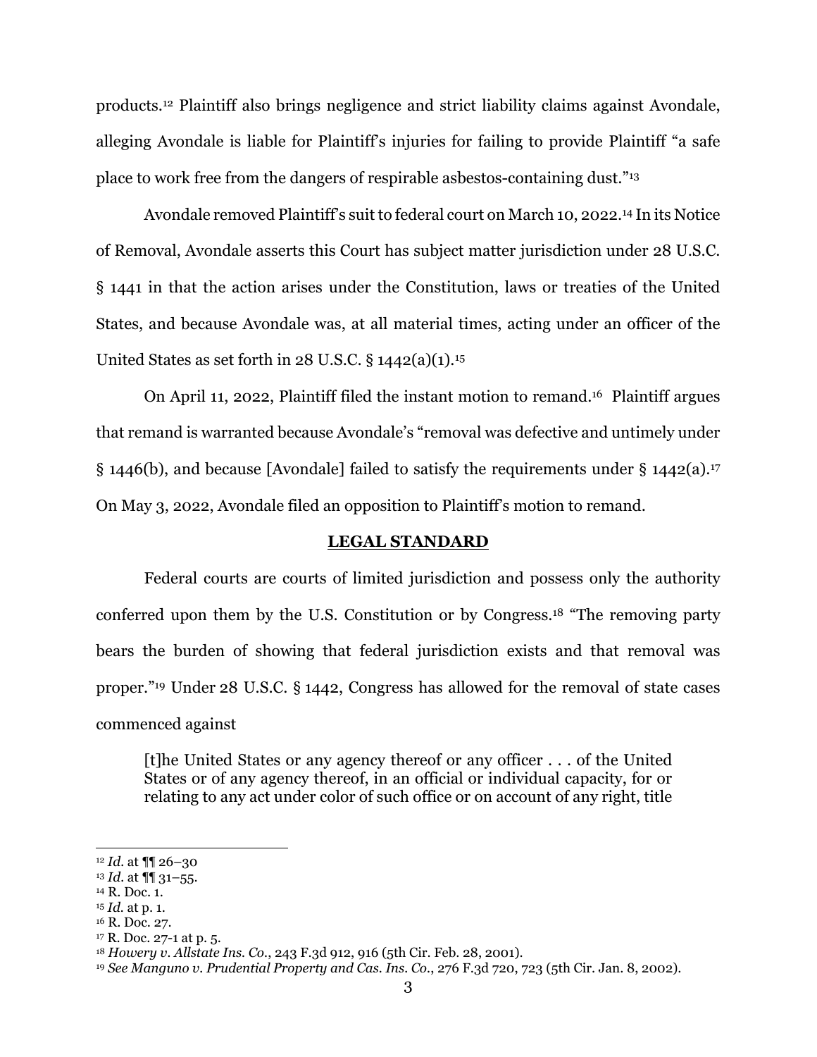products.[12] Plaintiff also brings negligence and strict liability claims against Avondale, alleging Avondale is liable for Plaintiff's injuries for failing to provide Plaintiff "a safe place to work free from the dangers of respirable asbestos-containing dust."[13]

Avondale removed Plaintiff's suit to federal court on March 10, 2022.[14] In its Notice of Removal, Avondale asserts this Court has subject matter jurisdiction under 28 U.S.C. § 1441 in that the action arises under the Constitution, laws or treaties of the United States, and because Avondale was, at all material times, acting under an officer of the United States as set forth in 28 U.S.C. § 1442(a)(1).[15]

On April 11, 2022, Plaintiff filed the instant motion to remand.[16] Plaintiff argues that remand is warranted because Avondale's "removal was defective and untimely under § 1446(b), and because [Avondale] failed to satisfy the requirements under § 1442(a).[17] On May 3, 2022, Avondale filed an opposition to Plaintiff's motion to remand.

## LEGAL STANDARD

Federal courts are courts of limited jurisdiction and possess only the authority conferred upon them by the U.S. Constitution or by Congress.[18] "The removing party bears the burden of showing that federal jurisdiction exists and that removal was proper."[19] Under 28 U.S.C. § 1442, Congress has allowed for the removal of state cases commenced against

> [t]he United States or any agency thereof or any officer . . . of the United States or of any agency thereof, in an official or individual capacity, for or relating to any act under color of such office or on account of any right, title

---

[12] *Id.* at ¶¶ 26–30

[13] *Id.* at ¶¶ 31–55.

[14] R. Doc. 1.

[15] *Id.* at p. 1.

[16] R. Doc. 27.

[17] R. Doc. 27-1 at p. 5.

[18] *Howery v. Allstate Ins. Co.*, 243 F.3d 912, 916 (5th Cir. Feb. 28, 2001).

[19] *See Manguno v. Prudential Property and Cas. Ins. Co.*, 276 F.3d 720, 723 (5th Cir. Jan. 8, 2002).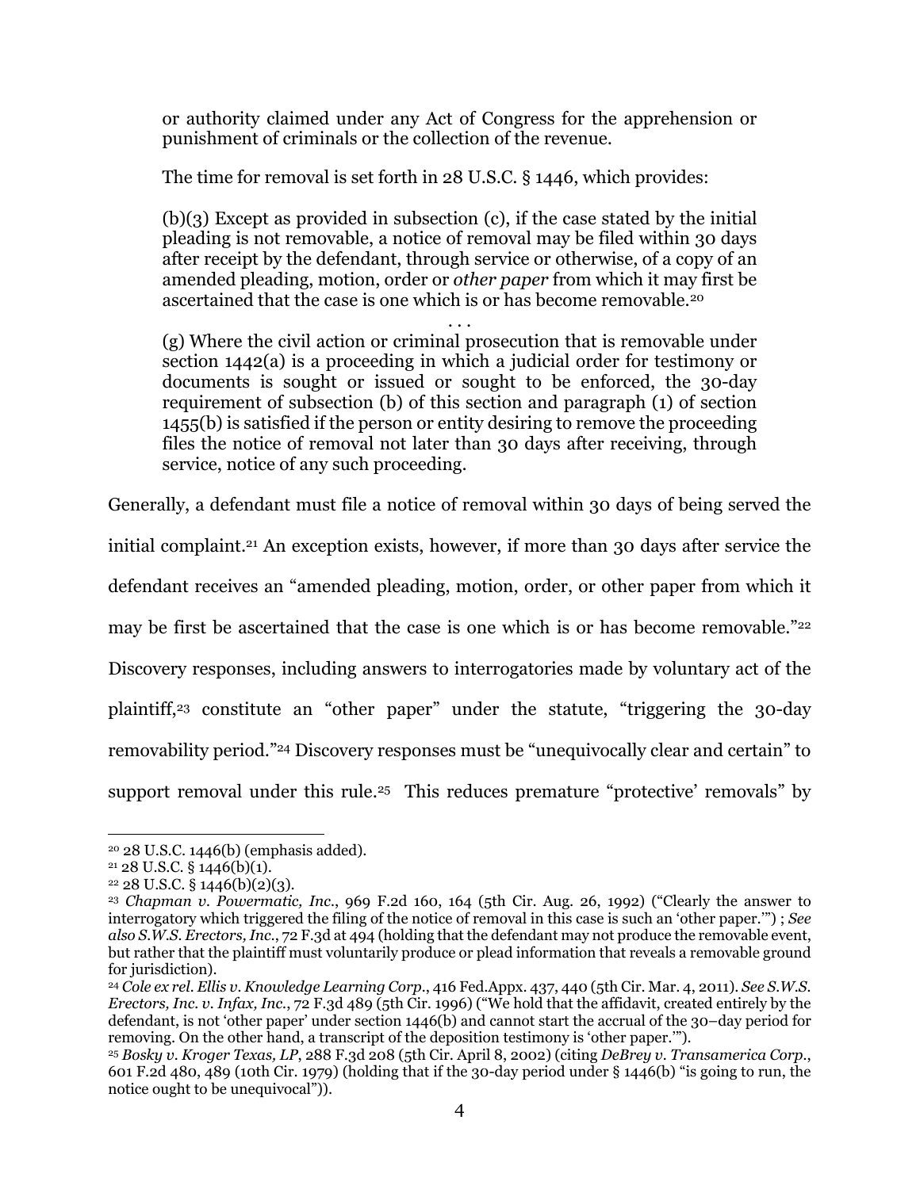> or authority claimed under any Act of Congress for the apprehension or punishment of criminals or the collection of the revenue.
>
> The time for removal is set forth in 28 U.S.C. § 1446, which provides:
>
> (b)(3) Except as provided in subsection (c), if the case stated by the initial pleading is not removable, a notice of removal may be filed within 30 days after receipt by the defendant, through service or otherwise, of a copy of an amended pleading, motion, order or *other paper* from which it may first be ascertained that the case is one which is or has become removable.[20]
>
> . . .
>
> (g) Where the civil action or criminal prosecution that is removable under section 1442(a) is a proceeding in which a judicial order for testimony or documents is sought or issued or sought to be enforced, the 30-day requirement of subsection (b) of this section and paragraph (1) of section 1455(b) is satisfied if the person or entity desiring to remove the proceeding files the notice of removal not later than 30 days after receiving, through service, notice of any such proceeding.

Generally, a defendant must file a notice of removal within 30 days of being served the initial complaint.[21] An exception exists, however, if more than 30 days after service the defendant receives an "amended pleading, motion, order, or other paper from which it may be first be ascertained that the case is one which is or has become removable."[22] Discovery responses, including answers to interrogatories made by voluntary act of the plaintiff,[23] constitute an "other paper" under the statute, "triggering the 30-day removability period."[24] Discovery responses must be "unequivocally clear and certain" to support removal under this rule.[25] This reduces premature "protective' removals" by

---

[20] 28 U.S.C. 1446(b) (emphasis added).

[21] 28 U.S.C. § 1446(b)(1).

[22] 28 U.S.C. § 1446(b)(2)(3).

[23] *Chapman v. Powermatic, Inc.*, 969 F.2d 160, 164 (5th Cir. Aug. 26, 1992) ("Clearly the answer to interrogatory which triggered the filing of the notice of removal in this case is such an 'other paper.'") ; *See also S.W.S. Erectors, Inc.*, 72 F.3d at 494 (holding that the defendant may not produce the removable event, but rather that the plaintiff must voluntarily produce or plead information that reveals a removable ground for jurisdiction).

[24] *Cole ex rel. Ellis v. Knowledge Learning Corp.*, 416 Fed.Appx. 437, 440 (5th Cir. Mar. 4, 2011). *See S.W.S. Erectors, Inc. v. Infax, Inc.*, 72 F.3d 489 (5th Cir. 1996) ("We hold that the affidavit, created entirely by the defendant, is not 'other paper' under section 1446(b) and cannot start the accrual of the 30–day period for removing. On the other hand, a transcript of the deposition testimony is 'other paper.'").

[25] *Bosky v. Kroger Texas, LP*, 288 F.3d 208 (5th Cir. April 8, 2002) (citing *DeBrey v. Transamerica Corp.*, 601 F.2d 480, 489 (10th Cir. 1979) (holding that if the 30-day period under § 1446(b) "is going to run, the notice ought to be unequivocal")).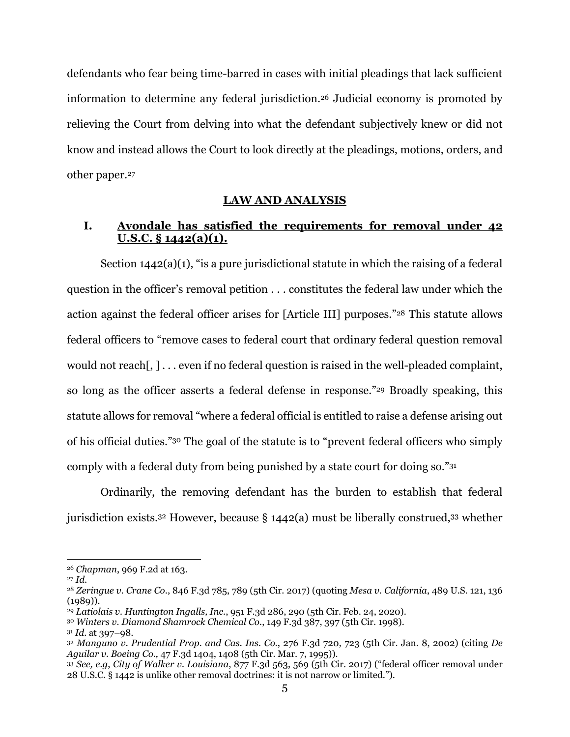defendants who fear being time-barred in cases with initial pleadings that lack sufficient information to determine any federal jurisdiction.[26] Judicial economy is promoted by relieving the Court from delving into what the defendant subjectively knew or did not know and instead allows the Court to look directly at the pleadings, motions, orders, and other paper.[27]

## LAW AND ANALYSIS

### I. Avondale has satisfied the requirements for removal under 42 U.S.C. § 1442(a)(1).

Section 1442(a)(1), "is a pure jurisdictional statute in which the raising of a federal question in the officer's removal petition . . . constitutes the federal law under which the action against the federal officer arises for [Article III] purposes."[28] This statute allows federal officers to "remove cases to federal court that ordinary federal question removal would not reach[, ] . . . even if no federal question is raised in the well-pleaded complaint, so long as the officer asserts a federal defense in response."[29] Broadly speaking, this statute allows for removal "where a federal official is entitled to raise a defense arising out of his official duties."[30] The goal of the statute is to "prevent federal officers who simply comply with a federal duty from being punished by a state court for doing so."[31]

Ordinarily, the removing defendant has the burden to establish that federal jurisdiction exists.[32] However, because § 1442(a) must be liberally construed,[33] whether

---

[26] *Chapman*, 969 F.2d at 163.

[27] *Id.*

[28] *Zeringue v. Crane Co.*, 846 F.3d 785, 789 (5th Cir. 2017) (quoting *Mesa v. California*, 489 U.S. 121, 136 (1989)).

[29] *Latiolais v. Huntington Ingalls, Inc.*, 951 F.3d 286, 290 (5th Cir. Feb. 24, 2020).

[30] *Winters v. Diamond Shamrock Chemical Co.*, 149 F.3d 387, 397 (5th Cir. 1998).

[31] *Id.* at 397–98.

[32] *Manguno v. Prudential Prop. and Cas. Ins. Co.*, 276 F.3d 720, 723 (5th Cir. Jan. 8, 2002) (citing *De Aguilar v. Boeing Co.,* 47 F.3d 1404, 1408 (5th Cir. Mar. 7, 1995)).

[33] *See, e.g*, *City of Walker v. Louisiana*, 877 F.3d 563, 569 (5th Cir. 2017) ("federal officer removal under 28 U.S.C. § 1442 is unlike other removal doctrines: it is not narrow or limited.").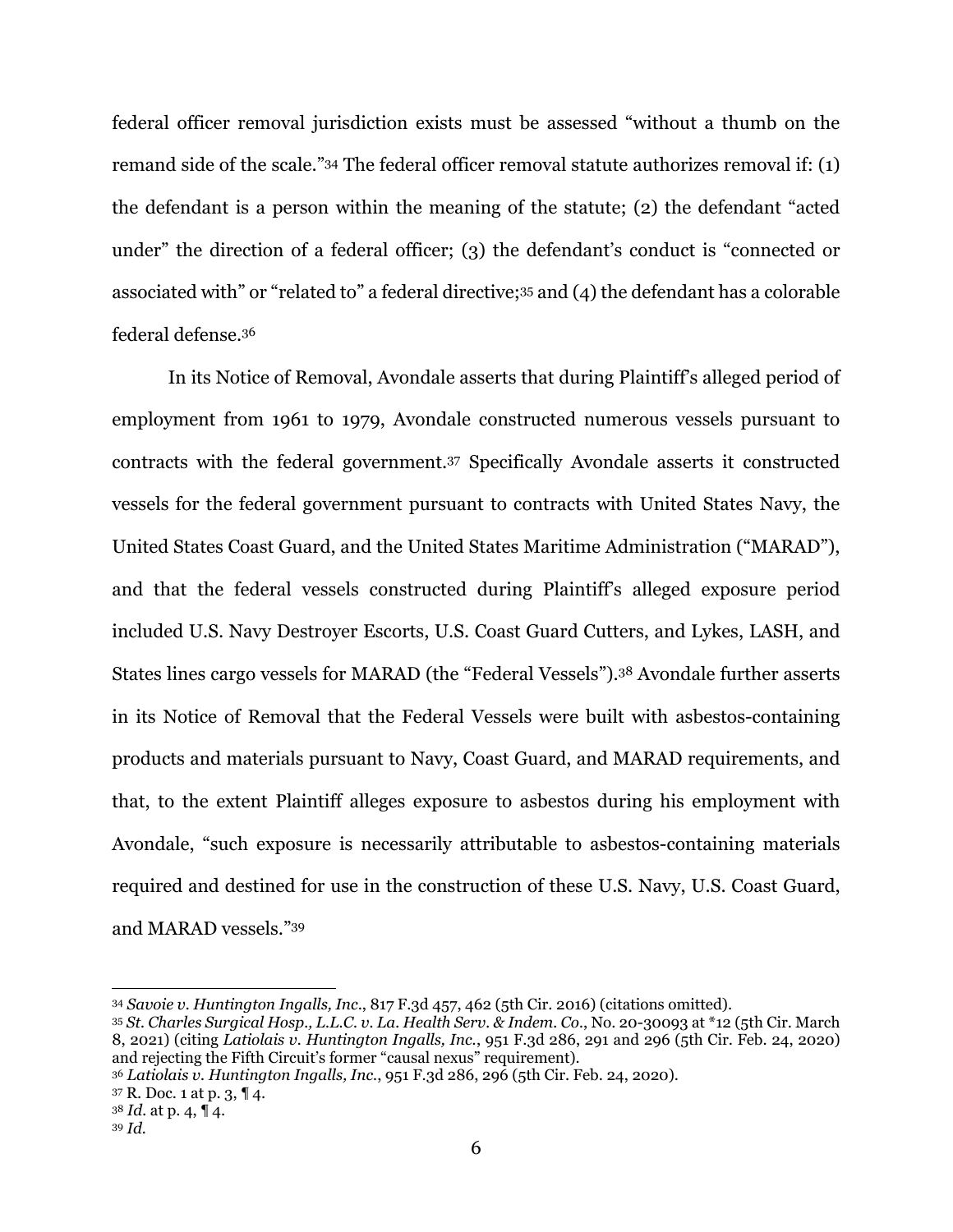federal officer removal jurisdiction exists must be assessed "without a thumb on the remand side of the scale."[34] The federal officer removal statute authorizes removal if: (1) the defendant is a person within the meaning of the statute; (2) the defendant "acted under" the direction of a federal officer; (3) the defendant's conduct is "connected or associated with" or "related to" a federal directive;[35] and (4) the defendant has a colorable federal defense.[36]

In its Notice of Removal, Avondale asserts that during Plaintiff's alleged period of employment from 1961 to 1979, Avondale constructed numerous vessels pursuant to contracts with the federal government.[37] Specifically Avondale asserts it constructed vessels for the federal government pursuant to contracts with United States Navy, the United States Coast Guard, and the United States Maritime Administration ("MARAD"), and that the federal vessels constructed during Plaintiff's alleged exposure period included U.S. Navy Destroyer Escorts, U.S. Coast Guard Cutters, and Lykes, LASH, and States lines cargo vessels for MARAD (the "Federal Vessels").[38] Avondale further asserts in its Notice of Removal that the Federal Vessels were built with asbestos-containing products and materials pursuant to Navy, Coast Guard, and MARAD requirements, and that, to the extent Plaintiff alleges exposure to asbestos during his employment with Avondale, "such exposure is necessarily attributable to asbestos-containing materials required and destined for use in the construction of these U.S. Navy, U.S. Coast Guard, and MARAD vessels."[39]

---

[34] *Savoie v. Huntington Ingalls, Inc.*, 817 F.3d 457, 462 (5th Cir. 2016) (citations omitted).

[35] *St. Charles Surgical Hosp., L.L.C. v. La. Health Serv. & Indem. Co.*, No. 20-30093 at *12 (5th Cir. March 8, 2021) (citing *Latiolais v. Huntington Ingalls, Inc.*, 951 F.3d 286, 291 and 296 (5th Cir. Feb. 24, 2020) and rejecting the Fifth Circuit's former "causal nexus" requirement).

[36] *Latiolais v. Huntington Ingalls, Inc.*, 951 F.3d 286, 296 (5th Cir. Feb. 24, 2020).

[37] R. Doc. 1 at p. 3, ¶ 4.

[38] *Id.* at p. 4, ¶ 4.

[39] *Id.*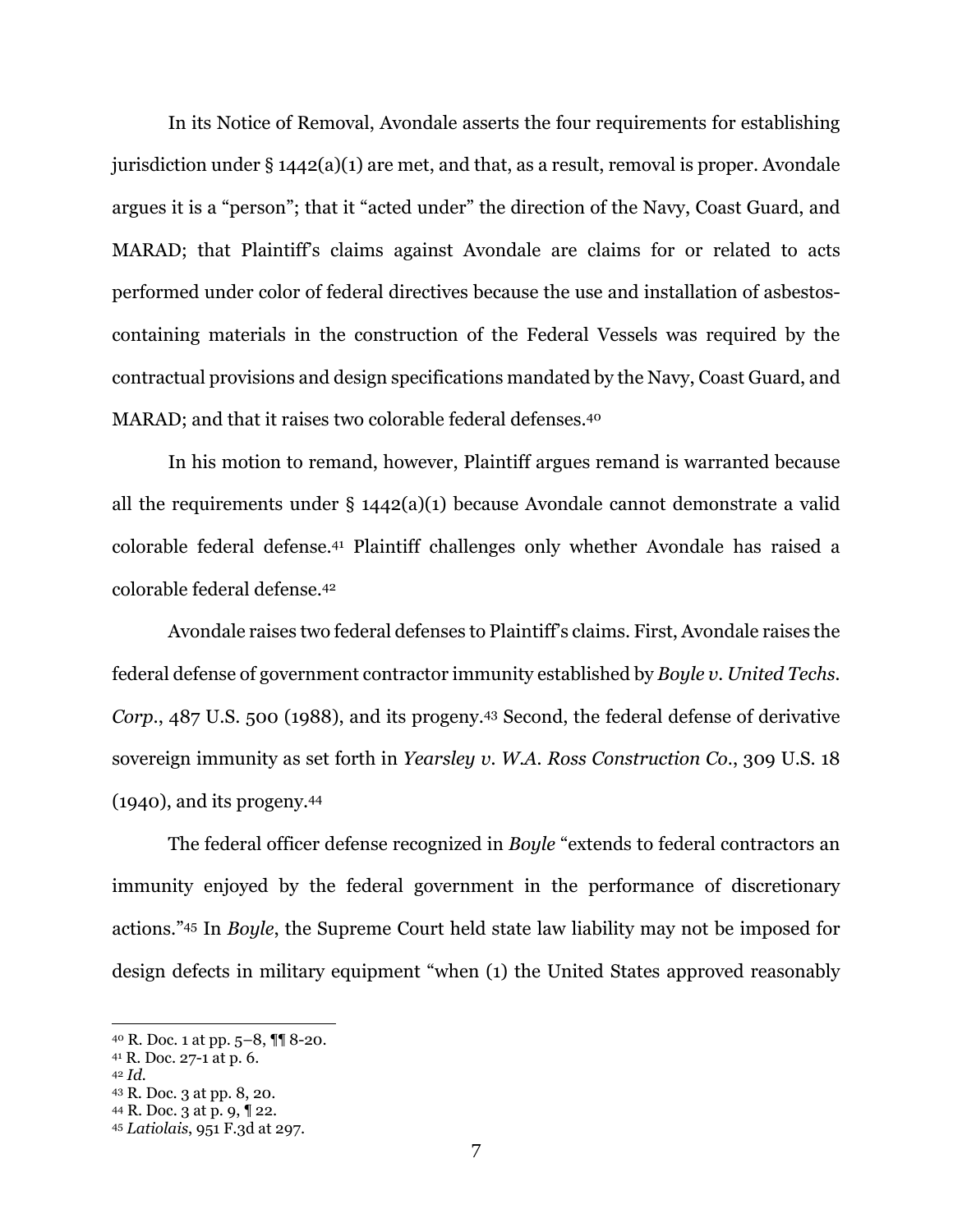In its Notice of Removal, Avondale asserts the four requirements for establishing jurisdiction under § 1442(a)(1) are met, and that, as a result, removal is proper. Avondale argues it is a "person"; that it "acted under" the direction of the Navy, Coast Guard, and MARAD; that Plaintiff's claims against Avondale are claims for or related to acts performed under color of federal directives because the use and installation of asbestos-containing materials in the construction of the Federal Vessels was required by the contractual provisions and design specifications mandated by the Navy, Coast Guard, and MARAD; and that it raises two colorable federal defenses.[40]

In his motion to remand, however, Plaintiff argues remand is warranted because all the requirements under § 1442(a)(1) because Avondale cannot demonstrate a valid colorable federal defense.[41] Plaintiff challenges only whether Avondale has raised a colorable federal defense.[42]

Avondale raises two federal defenses to Plaintiff's claims. First, Avondale raises the federal defense of government contractor immunity established by *Boyle v. United Techs. Corp.*, 487 U.S. 500 (1988), and its progeny.[43] Second, the federal defense of derivative sovereign immunity as set forth in *Yearsley v. W.A. Ross Construction Co.*, 309 U.S. 18 (1940), and its progeny.[44]

The federal officer defense recognized in *Boyle* "extends to federal contractors an immunity enjoyed by the federal government in the performance of discretionary actions."[45] In *Boyle*, the Supreme Court held state law liability may not be imposed for design defects in military equipment "when (1) the United States approved reasonably

---

[40] R. Doc. 1 at pp. 5–8, ¶¶ 8-20.
[41] R. Doc. 27-1 at p. 6.
[42] *Id.*
[43] R. Doc. 3 at pp. 8, 20.
[44] R. Doc. 3 at p. 9, ¶ 22.
[45] *Latiolais*, 951 F.3d at 297.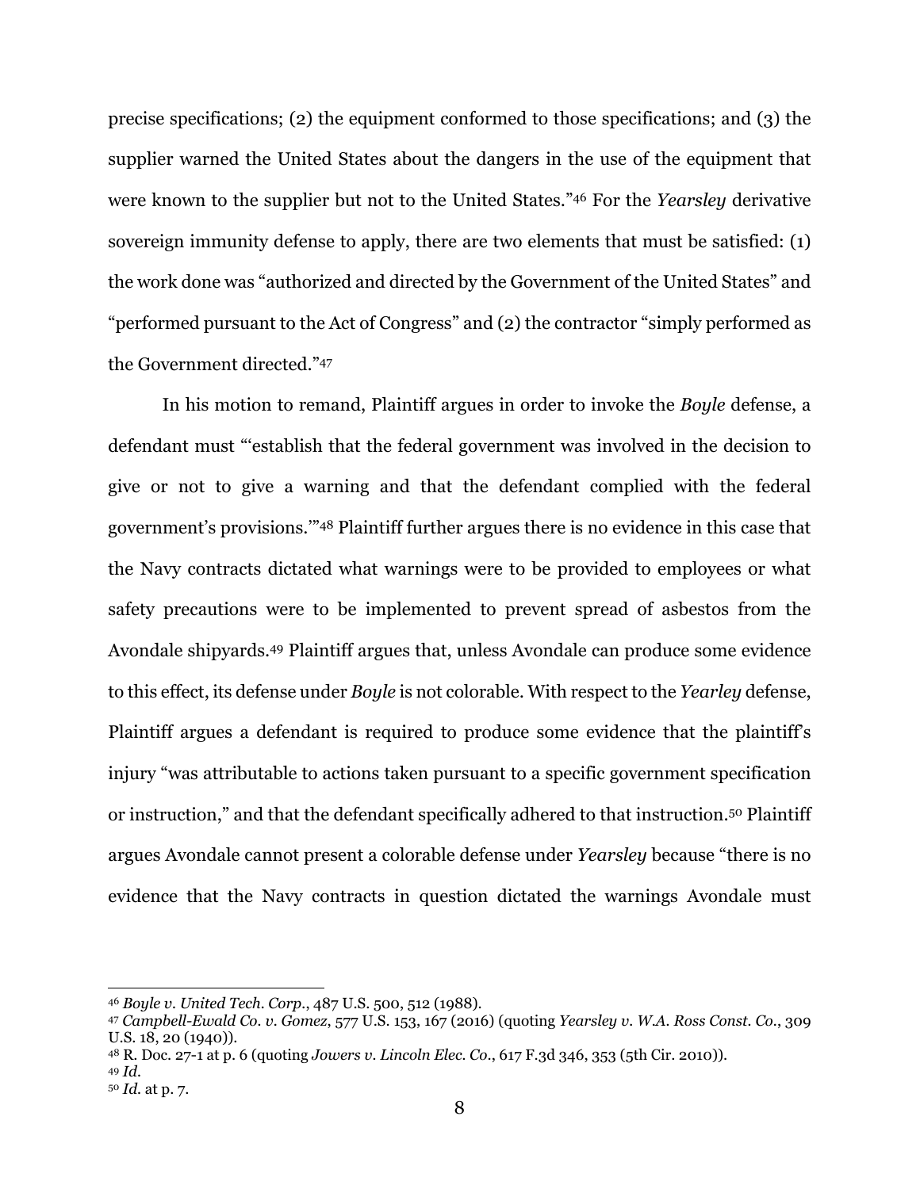precise specifications; (2) the equipment conformed to those specifications; and (3) the supplier warned the United States about the dangers in the use of the equipment that were known to the supplier but not to the United States."[46] For the *Yearsley* derivative sovereign immunity defense to apply, there are two elements that must be satisfied: (1) the work done was "authorized and directed by the Government of the United States" and "performed pursuant to the Act of Congress" and (2) the contractor "simply performed as the Government directed."[47]

In his motion to remand, Plaintiff argues in order to invoke the *Boyle* defense, a defendant must "'establish that the federal government was involved in the decision to give or not to give a warning and that the defendant complied with the federal government's provisions.'"[48] Plaintiff further argues there is no evidence in this case that the Navy contracts dictated what warnings were to be provided to employees or what safety precautions were to be implemented to prevent spread of asbestos from the Avondale shipyards.[49] Plaintiff argues that, unless Avondale can produce some evidence to this effect, its defense under *Boyle* is not colorable. With respect to the *Yearley* defense, Plaintiff argues a defendant is required to produce some evidence that the plaintiff's injury "was attributable to actions taken pursuant to a specific government specification or instruction," and that the defendant specifically adhered to that instruction.[50] Plaintiff argues Avondale cannot present a colorable defense under *Yearsley* because "there is no evidence that the Navy contracts in question dictated the warnings Avondale must

---

[46] *Boyle v. United Tech. Corp.*, 487 U.S. 500, 512 (1988).
[47] *Campbell-Ewald Co. v. Gomez*, 577 U.S. 153, 167 (2016) (quoting *Yearsley v. W.A. Ross Const. Co.*, 309 U.S. 18, 20 (1940)).
[48] R. Doc. 27-1 at p. 6 (quoting *Jowers v. Lincoln Elec. Co.*, 617 F.3d 346, 353 (5th Cir. 2010)).
[49] *Id.*
[50] *Id.* at p. 7.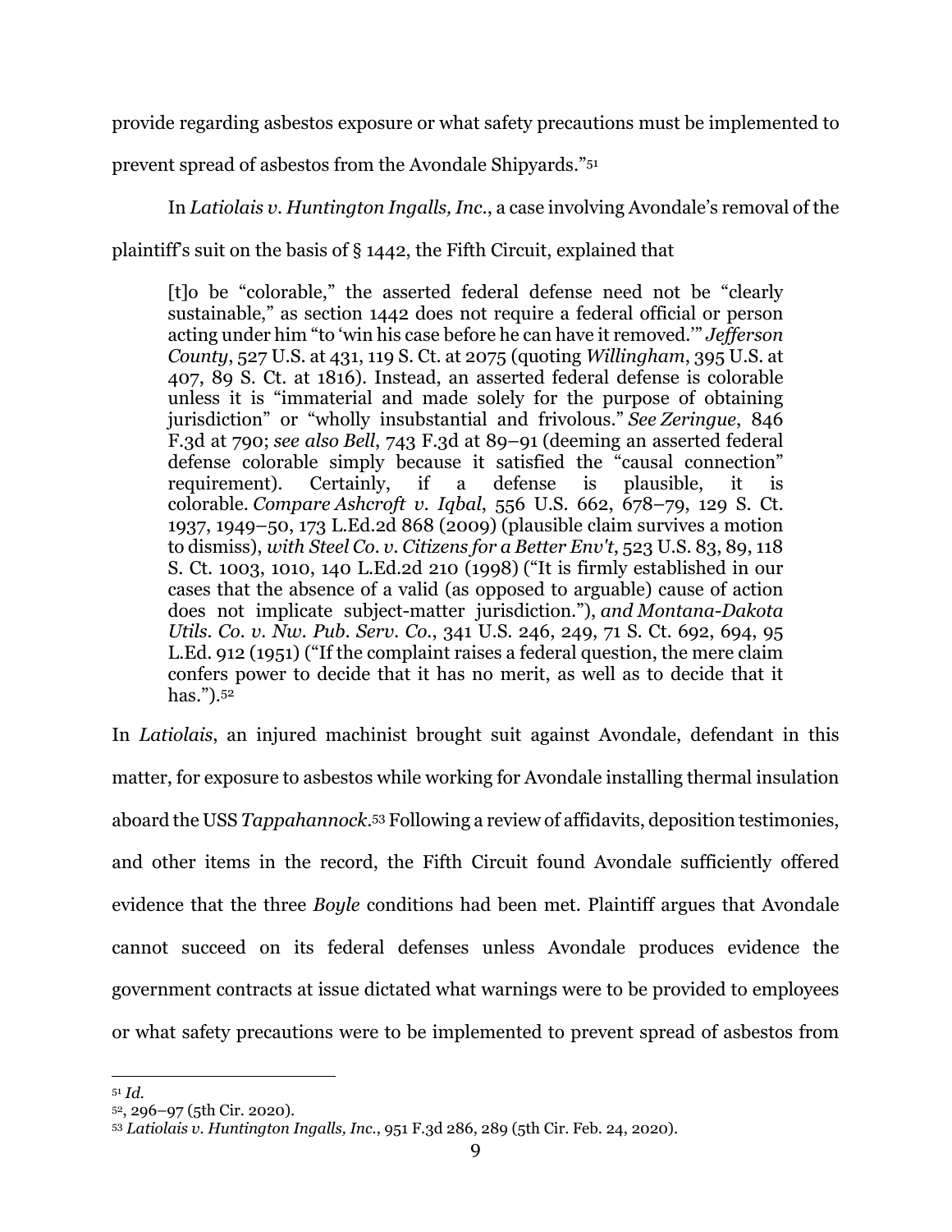provide regarding asbestos exposure or what safety precautions must be implemented to prevent spread of asbestos from the Avondale Shipyards."[51]

In *Latiolais v. Huntington Ingalls, Inc.*, a case involving Avondale's removal of the plaintiff's suit on the basis of § 1442, the Fifth Circuit, explained that

> [t]o be "colorable," the asserted federal defense need not be "clearly sustainable," as section 1442 does not require a federal official or person acting under him "to 'win his case before he can have it removed.'" *Jefferson County*, 527 U.S. at 431, 119 S. Ct. at 2075 (quoting *Willingham*, 395 U.S. at 407, 89 S. Ct. at 1816). Instead, an asserted federal defense is colorable unless it is "immaterial and made solely for the purpose of obtaining jurisdiction" or "wholly insubstantial and frivolous." *See Zeringue*, 846 F.3d at 790; *see also Bell*, 743 F.3d at 89–91 (deeming an asserted federal defense colorable simply because it satisfied the "causal connection" requirement). Certainly, if a defense is plausible, it is colorable. *Compare Ashcroft v. Iqbal*, 556 U.S. 662, 678–79, 129 S. Ct. 1937, 1949–50, 173 L.Ed.2d 868 (2009) (plausible claim survives a motion to dismiss), *with Steel Co. v. Citizens for a Better Env't*, 523 U.S. 83, 89, 118 S. Ct. 1003, 1010, 140 L.Ed.2d 210 (1998) ("It is firmly established in our cases that the absence of a valid (as opposed to arguable) cause of action does not implicate subject-matter jurisdiction."), *and Montana-Dakota Utils. Co. v. Nw. Pub. Serv. Co.*, 341 U.S. 246, 249, 71 S. Ct. 692, 694, 95 L.Ed. 912 (1951) ("If the complaint raises a federal question, the mere claim confers power to decide that it has no merit, as well as to decide that it has.").[52]

In *Latiolais*, an injured machinist brought suit against Avondale, defendant in this matter, for exposure to asbestos while working for Avondale installing thermal insulation aboard the USS *Tappahannock*.[53] Following a review of affidavits, deposition testimonies, and other items in the record, the Fifth Circuit found Avondale sufficiently offered evidence that the three *Boyle* conditions had been met. Plaintiff argues that Avondale cannot succeed on its federal defenses unless Avondale produces evidence the government contracts at issue dictated what warnings were to be provided to employees or what safety precautions were to be implemented to prevent spread of asbestos from

---

[51] *Id.*

[52], 296–97 (5th Cir. 2020).

[53] *Latiolais v. Huntington Ingalls, Inc.*, 951 F.3d 286, 289 (5th Cir. Feb. 24, 2020).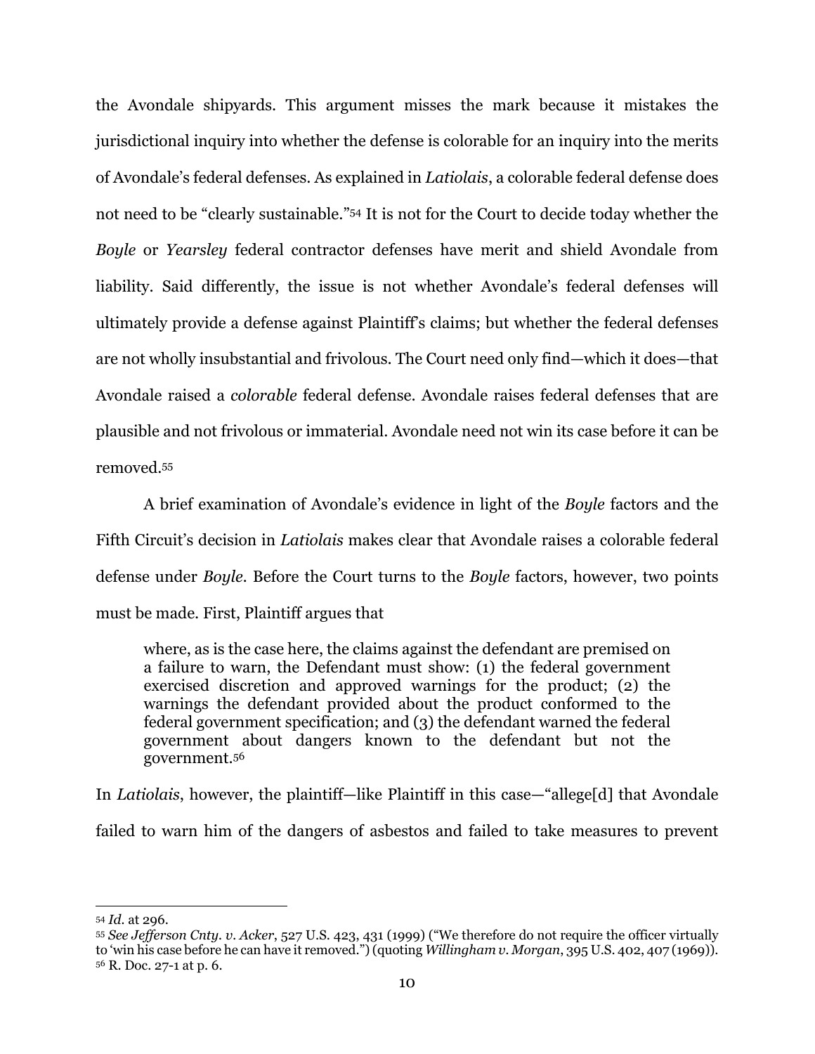the Avondale shipyards. This argument misses the mark because it mistakes the jurisdictional inquiry into whether the defense is colorable for an inquiry into the merits of Avondale's federal defenses. As explained in *Latiolais*, a colorable federal defense does not need to be "clearly sustainable."[54] It is not for the Court to decide today whether the *Boyle* or *Yearsley* federal contractor defenses have merit and shield Avondale from liability. Said differently, the issue is not whether Avondale's federal defenses will ultimately provide a defense against Plaintiff's claims; but whether the federal defenses are not wholly insubstantial and frivolous. The Court need only find—which it does—that Avondale raised a *colorable* federal defense. Avondale raises federal defenses that are plausible and not frivolous or immaterial. Avondale need not win its case before it can be removed.[55]

A brief examination of Avondale's evidence in light of the *Boyle* factors and the Fifth Circuit's decision in *Latiolais* makes clear that Avondale raises a colorable federal defense under *Boyle*. Before the Court turns to the *Boyle* factors, however, two points must be made. First, Plaintiff argues that

> where, as is the case here, the claims against the defendant are premised on a failure to warn, the Defendant must show: (1) the federal government exercised discretion and approved warnings for the product; (2) the warnings the defendant provided about the product conformed to the federal government specification; and (3) the defendant warned the federal government about dangers known to the defendant but not the government.[56]

In *Latiolais*, however, the plaintiff—like Plaintiff in this case—"allege[d] that Avondale failed to warn him of the dangers of asbestos and failed to take measures to prevent

---

[54] *Id.* at 296.

[55] *See Jefferson Cnty. v. Acker*, 527 U.S. 423, 431 (1999) ("We therefore do not require the officer virtually to 'win his case before he can have it removed.'") (quoting *Willingham v. Morgan*, 395 U.S. 402, 407 (1969)).

[56] R. Doc. 27-1 at p. 6.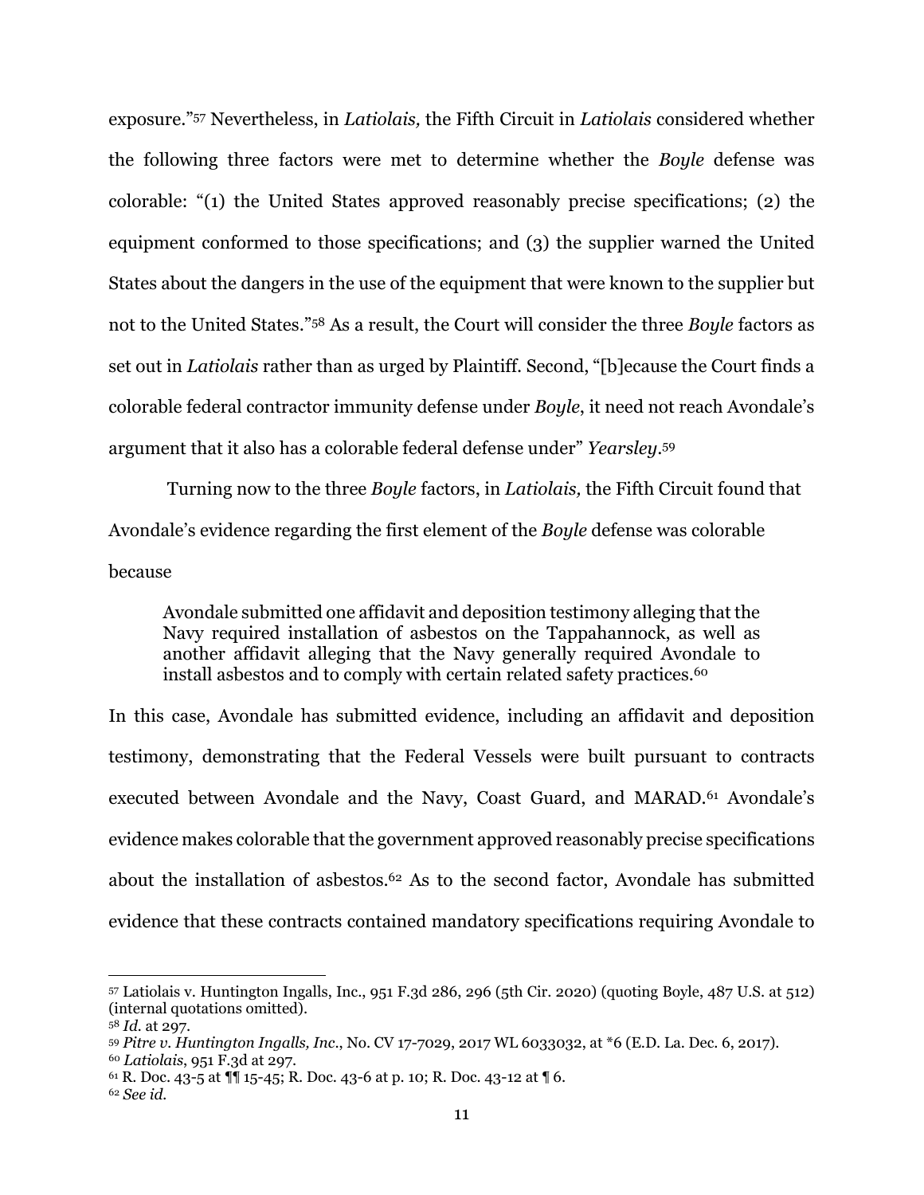exposure."[57] Nevertheless, in *Latiolais,* the Fifth Circuit in *Latiolais* considered whether the following three factors were met to determine whether the *Boyle* defense was colorable: "(1) the United States approved reasonably precise specifications; (2) the equipment conformed to those specifications; and (3) the supplier warned the United States about the dangers in the use of the equipment that were known to the supplier but not to the United States."[58] As a result, the Court will consider the three *Boyle* factors as set out in *Latiolais* rather than as urged by Plaintiff. Second, "[b]ecause the Court finds a colorable federal contractor immunity defense under *Boyle*, it need not reach Avondale's argument that it also has a colorable federal defense under" *Yearsley*.[59]

Turning now to the three *Boyle* factors, in *Latiolais,* the Fifth Circuit found that Avondale's evidence regarding the first element of the *Boyle* defense was colorable because

> Avondale submitted one affidavit and deposition testimony alleging that the Navy required installation of asbestos on the Tappahannock, as well as another affidavit alleging that the Navy generally required Avondale to install asbestos and to comply with certain related safety practices.[60]

In this case, Avondale has submitted evidence, including an affidavit and deposition testimony, demonstrating that the Federal Vessels were built pursuant to contracts executed between Avondale and the Navy, Coast Guard, and MARAD.[61] Avondale's evidence makes colorable that the government approved reasonably precise specifications about the installation of asbestos.[62] As to the second factor, Avondale has submitted evidence that these contracts contained mandatory specifications requiring Avondale to

---

[57] Latiolais v. Huntington Ingalls, Inc., 951 F.3d 286, 296 (5th Cir. 2020) (quoting Boyle, 487 U.S. at 512) (internal quotations omitted).

[58] *Id.* at 297.

[59] *Pitre v. Huntington Ingalls, Inc.*, No. CV 17-7029, 2017 WL 6033032, at *6 (E.D. La. Dec. 6, 2017).

[60] *Latiolais*, 951 F.3d at 297.

[61] R. Doc. 43-5 at ¶¶ 15-45; R. Doc. 43-6 at p. 10; R. Doc. 43-12 at ¶ 6.

[62] *See id.*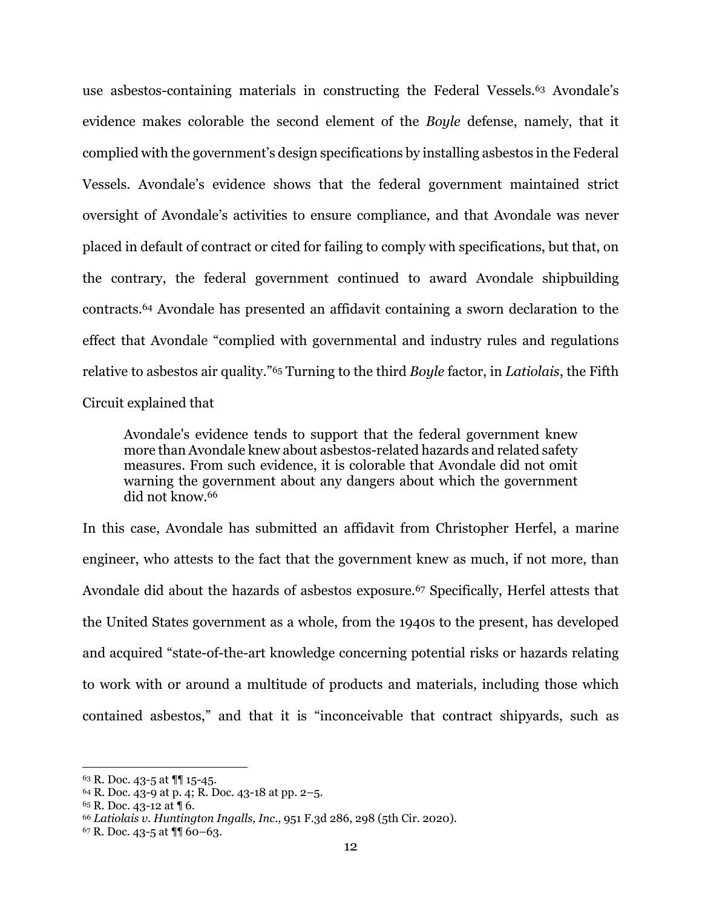use asbestos-containing materials in constructing the Federal Vessels.[63] Avondale's evidence makes colorable the second element of the *Boyle* defense, namely, that it complied with the government's design specifications by installing asbestos in the Federal Vessels. Avondale's evidence shows that the federal government maintained strict oversight of Avondale's activities to ensure compliance, and that Avondale was never placed in default of contract or cited for failing to comply with specifications, but that, on the contrary, the federal government continued to award Avondale shipbuilding contracts.[64] Avondale has presented an affidavit containing a sworn declaration to the effect that Avondale "complied with governmental and industry rules and regulations relative to asbestos air quality."[65] Turning to the third *Boyle* factor, in *Latiolais*, the Fifth Circuit explained that

> Avondale's evidence tends to support that the federal government knew more than Avondale knew about asbestos-related hazards and related safety measures. From such evidence, it is colorable that Avondale did not omit warning the government about any dangers about which the government did not know.[66]

In this case, Avondale has submitted an affidavit from Christopher Herfel, a marine engineer, who attests to the fact that the government knew as much, if not more, than Avondale did about the hazards of asbestos exposure.[67] Specifically, Herfel attests that the United States government as a whole, from the 1940s to the present, has developed and acquired "state-of-the-art knowledge concerning potential risks or hazards relating to work with or around a multitude of products and materials, including those which contained asbestos," and that it is "inconceivable that contract shipyards, such as

---

[63] R. Doc. 43-5 at ¶¶ 15-45.

[64] R. Doc. 43-9 at p. 4; R. Doc. 43-18 at pp. 2–5.

[65] R. Doc. 43-12 at ¶ 6.

[66] *Latiolais v. Huntington Ingalls, Inc.*, 951 F.3d 286, 298 (5th Cir. 2020).

[67] R. Doc. 43-5 at ¶¶ 60–63.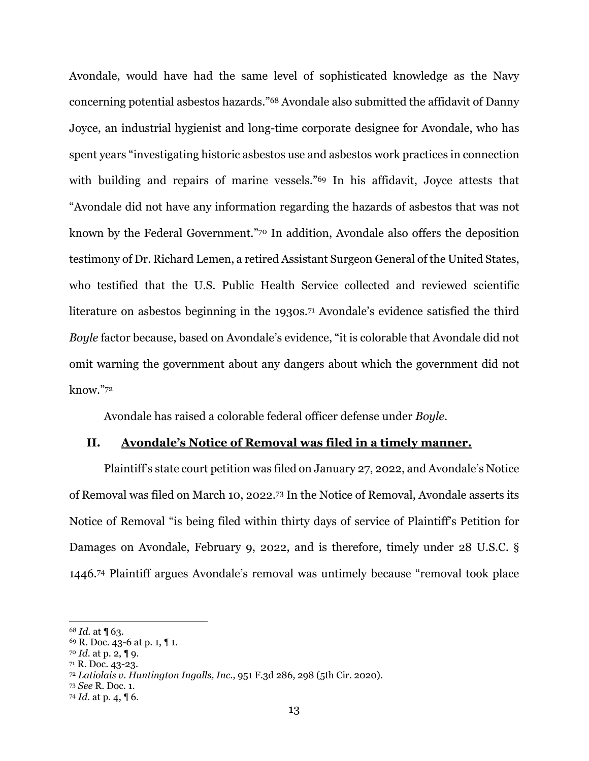Avondale, would have had the same level of sophisticated knowledge as the Navy concerning potential asbestos hazards."[68] Avondale also submitted the affidavit of Danny Joyce, an industrial hygienist and long-time corporate designee for Avondale, who has spent years "investigating historic asbestos use and asbestos work practices in connection with building and repairs of marine vessels."[69] In his affidavit, Joyce attests that "Avondale did not have any information regarding the hazards of asbestos that was not known by the Federal Government."[70] In addition, Avondale also offers the deposition testimony of Dr. Richard Lemen, a retired Assistant Surgeon General of the United States, who testified that the U.S. Public Health Service collected and reviewed scientific literature on asbestos beginning in the 1930s.[71] Avondale's evidence satisfied the third *Boyle* factor because, based on Avondale's evidence, "it is colorable that Avondale did not omit warning the government about any dangers about which the government did not know."[72]

Avondale has raised a colorable federal officer defense under *Boyle*.

## II. <u>Avondale's Notice of Removal was filed in a timely manner.</u>

Plaintiff's state court petition was filed on January 27, 2022, and Avondale's Notice of Removal was filed on March 10, 2022.[73] In the Notice of Removal, Avondale asserts its Notice of Removal "is being filed within thirty days of service of Plaintiff's Petition for Damages on Avondale, February 9, 2022, and is therefore, timely under 28 U.S.C. § 1446.[74] Plaintiff argues Avondale's removal was untimely because "removal took place

---

[68] *Id.* at ¶ 63.
[69] R. Doc. 43-6 at p. 1, ¶ 1.
[70] *Id.* at p. 2, ¶ 9.
[71] R. Doc. 43-23.
[72] *Latiolais v. Huntington Ingalls, Inc.*, 951 F.3d 286, 298 (5th Cir. 2020).
[73] *See* R. Doc. 1.
[74] *Id.* at p. 4, ¶ 6.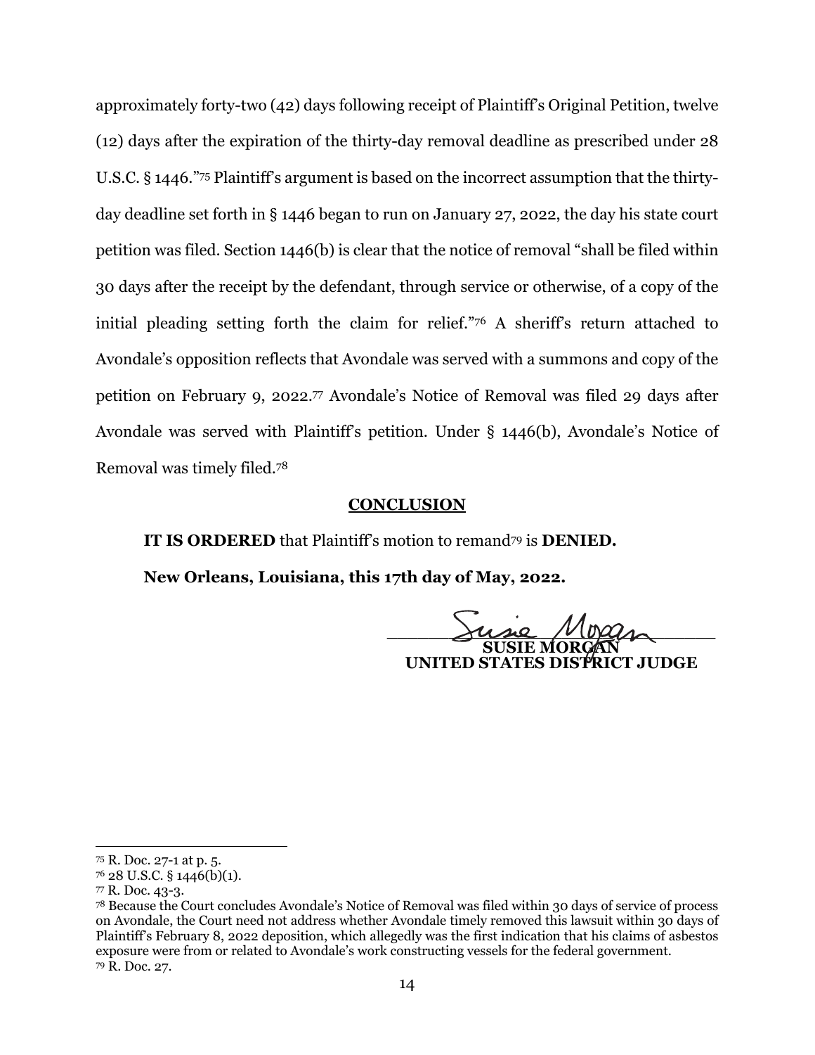approximately forty-two (42) days following receipt of Plaintiff's Original Petition, twelve (12) days after the expiration of the thirty-day removal deadline as prescribed under 28 U.S.C. § 1446."[75] Plaintiff's argument is based on the incorrect assumption that the thirty-day deadline set forth in § 1446 began to run on January 27, 2022, the day his state court petition was filed. Section 1446(b) is clear that the notice of removal "shall be filed within 30 days after the receipt by the defendant, through service or otherwise, of a copy of the initial pleading setting forth the claim for relief."[76] A sheriff's return attached to Avondale's opposition reflects that Avondale was served with a summons and copy of the petition on February 9, 2022.[77] Avondale's Notice of Removal was filed 29 days after Avondale was served with Plaintiff's petition. Under § 1446(b), Avondale's Notice of Removal was timely filed.[78]

## CONCLUSION

**IT IS ORDERED** that Plaintiff's motion to remand[79] is **DENIED.**

**New Orleans, Louisiana, this 17th day of May, 2022.**

**SUSIE MORGAN**
**UNITED STATES DISTRICT JUDGE**

---

[75] R. Doc. 27-1 at p. 5.

[76] 28 U.S.C. § 1446(b)(1).

[77] R. Doc. 43-3.

[78] Because the Court concludes Avondale's Notice of Removal was filed within 30 days of service of process on Avondale, the Court need not address whether Avondale timely removed this lawsuit within 30 days of Plaintiff's February 8, 2022 deposition, which allegedly was the first indication that his claims of asbestos exposure were from or related to Avondale's work constructing vessels for the federal government.

[79] R. Doc. 27.